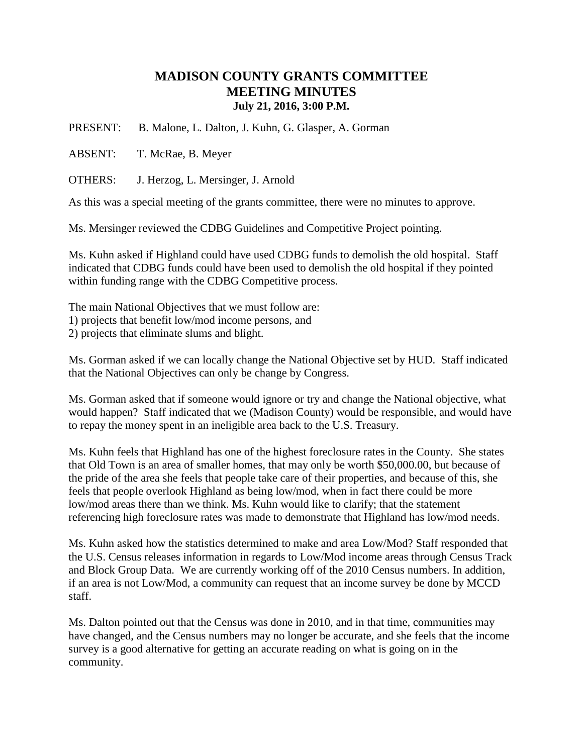# MADISON COUNTY GRANTS COMMITTEE
# MEETING MINUTES
### July 21, 2016, 3:00 P.M.

PRESENT: B. Malone, L. Dalton, J. Kuhn, G. Glasper, A. Gorman

ABSENT: T. McRae, B. Meyer

OTHERS: J. Herzog, L. Mersinger, J. Arnold

As this was a special meeting of the grants committee, there were no minutes to approve.

Ms. Mersinger reviewed the CDBG Guidelines and Competitive Project pointing.

Ms. Kuhn asked if Highland could have used CDBG funds to demolish the old hospital. Staff indicated that CDBG funds could have been used to demolish the old hospital if they pointed within funding range with the CDBG Competitive process.

The main National Objectives that we must follow are:
1) projects that benefit low/mod income persons, and
2) projects that eliminate slums and blight.

Ms. Gorman asked if we can locally change the National Objective set by HUD. Staff indicated that the National Objectives can only be change by Congress.

Ms. Gorman asked that if someone would ignore or try and change the National objective, what would happen? Staff indicated that we (Madison County) would be responsible, and would have to repay the money spent in an ineligible area back to the U.S. Treasury.

Ms. Kuhn feels that Highland has one of the highest foreclosure rates in the County. She states that Old Town is an area of smaller homes, that may only be worth $50,000.00, but because of the pride of the area she feels that people take care of their properties, and because of this, she feels that people overlook Highland as being low/mod, when in fact there could be more low/mod areas there than we think. Ms. Kuhn would like to clarify; that the statement referencing high foreclosure rates was made to demonstrate that Highland has low/mod needs.

Ms. Kuhn asked how the statistics determined to make and area Low/Mod? Staff responded that the U.S. Census releases information in regards to Low/Mod income areas through Census Track and Block Group Data. We are currently working off of the 2010 Census numbers. In addition, if an area is not Low/Mod, a community can request that an income survey be done by MCCD staff.

Ms. Dalton pointed out that the Census was done in 2010, and in that time, communities may have changed, and the Census numbers may no longer be accurate, and she feels that the income survey is a good alternative for getting an accurate reading on what is going on in the community.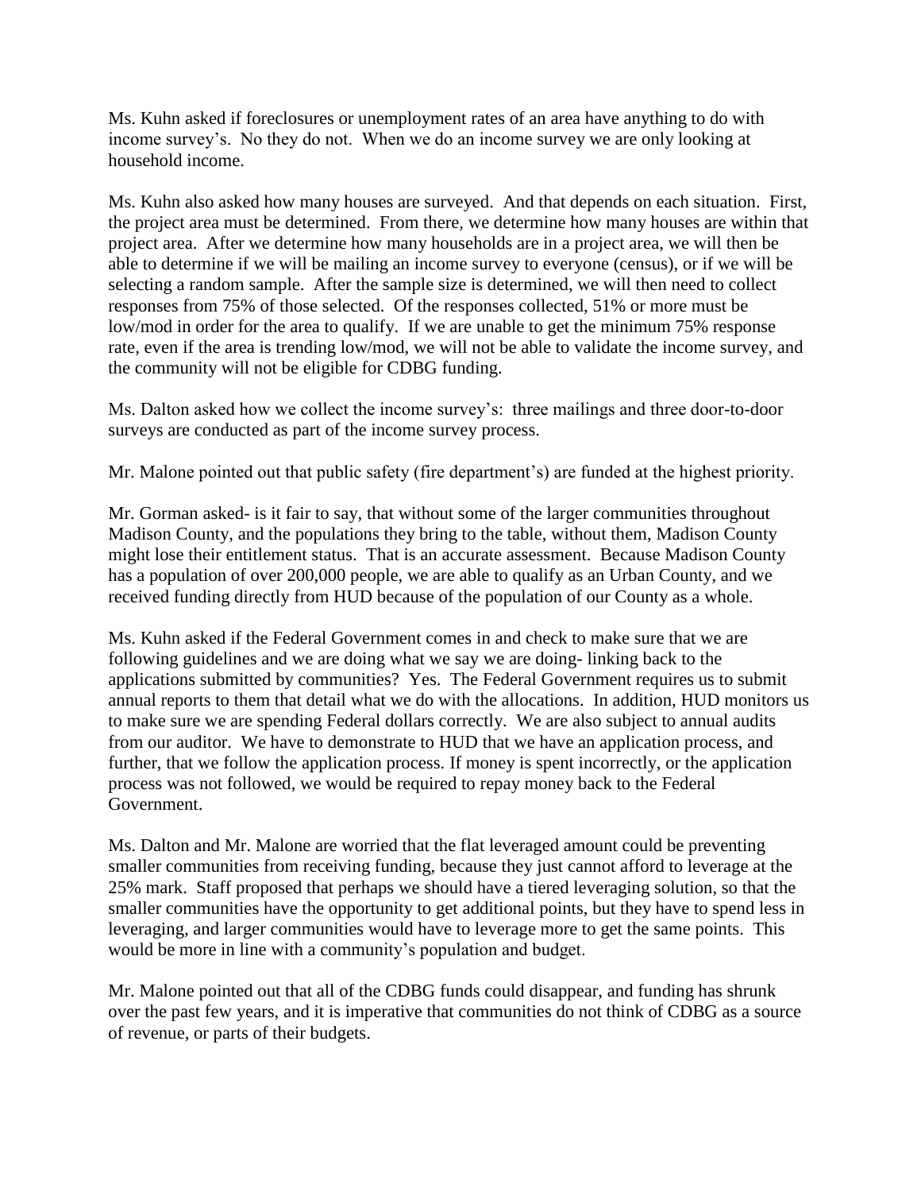Ms. Kuhn asked if foreclosures or unemployment rates of an area have anything to do with income survey's. No they do not. When we do an income survey we are only looking at household income.

Ms. Kuhn also asked how many houses are surveyed. And that depends on each situation. First, the project area must be determined. From there, we determine how many houses are within that project area. After we determine how many households are in a project area, we will then be able to determine if we will be mailing an income survey to everyone (census), or if we will be selecting a random sample. After the sample size is determined, we will then need to collect responses from 75% of those selected. Of the responses collected, 51% or more must be low/mod in order for the area to qualify. If we are unable to get the minimum 75% response rate, even if the area is trending low/mod, we will not be able to validate the income survey, and the community will not be eligible for CDBG funding.

Ms. Dalton asked how we collect the income survey's: three mailings and three door-to-door surveys are conducted as part of the income survey process.

Mr. Malone pointed out that public safety (fire department's) are funded at the highest priority.

Mr. Gorman asked- is it fair to say, that without some of the larger communities throughout Madison County, and the populations they bring to the table, without them, Madison County might lose their entitlement status. That is an accurate assessment. Because Madison County has a population of over 200,000 people, we are able to qualify as an Urban County, and we received funding directly from HUD because of the population of our County as a whole.

Ms. Kuhn asked if the Federal Government comes in and check to make sure that we are following guidelines and we are doing what we say we are doing- linking back to the applications submitted by communities? Yes. The Federal Government requires us to submit annual reports to them that detail what we do with the allocations. In addition, HUD monitors us to make sure we are spending Federal dollars correctly. We are also subject to annual audits from our auditor. We have to demonstrate to HUD that we have an application process, and further, that we follow the application process. If money is spent incorrectly, or the application process was not followed, we would be required to repay money back to the Federal Government.

Ms. Dalton and Mr. Malone are worried that the flat leveraged amount could be preventing smaller communities from receiving funding, because they just cannot afford to leverage at the 25% mark. Staff proposed that perhaps we should have a tiered leveraging solution, so that the smaller communities have the opportunity to get additional points, but they have to spend less in leveraging, and larger communities would have to leverage more to get the same points. This would be more in line with a community's population and budget.

Mr. Malone pointed out that all of the CDBG funds could disappear, and funding has shrunk over the past few years, and it is imperative that communities do not think of CDBG as a source of revenue, or parts of their budgets.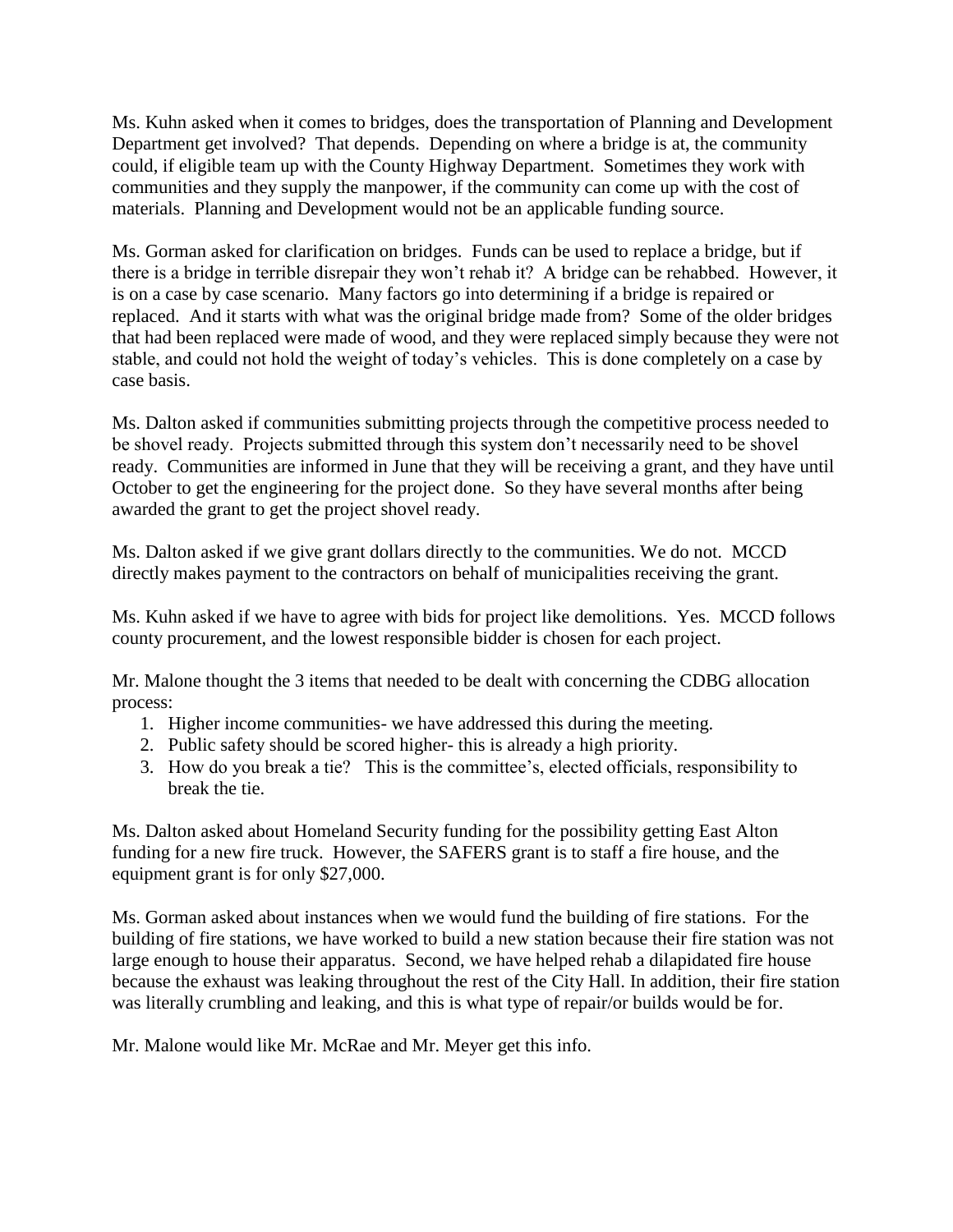Ms. Kuhn asked when it comes to bridges, does the transportation of Planning and Development Department get involved? That depends. Depending on where a bridge is at, the community could, if eligible team up with the County Highway Department. Sometimes they work with communities and they supply the manpower, if the community can come up with the cost of materials. Planning and Development would not be an applicable funding source.

Ms. Gorman asked for clarification on bridges. Funds can be used to replace a bridge, but if there is a bridge in terrible disrepair they won't rehab it? A bridge can be rehabbed. However, it is on a case by case scenario. Many factors go into determining if a bridge is repaired or replaced. And it starts with what was the original bridge made from? Some of the older bridges that had been replaced were made of wood, and they were replaced simply because they were not stable, and could not hold the weight of today's vehicles. This is done completely on a case by case basis.

Ms. Dalton asked if communities submitting projects through the competitive process needed to be shovel ready. Projects submitted through this system don't necessarily need to be shovel ready. Communities are informed in June that they will be receiving a grant, and they have until October to get the engineering for the project done. So they have several months after being awarded the grant to get the project shovel ready.

Ms. Dalton asked if we give grant dollars directly to the communities. We do not. MCCD directly makes payment to the contractors on behalf of municipalities receiving the grant.

Ms. Kuhn asked if we have to agree with bids for project like demolitions. Yes. MCCD follows county procurement, and the lowest responsible bidder is chosen for each project.

Mr. Malone thought the 3 items that needed to be dealt with concerning the CDBG allocation process:

1. Higher income communities- we have addressed this during the meeting.
2. Public safety should be scored higher- this is already a high priority.
3. How do you break a tie? This is the committee's, elected officials, responsibility to break the tie.

Ms. Dalton asked about Homeland Security funding for the possibility getting East Alton funding for a new fire truck. However, the SAFERS grant is to staff a fire house, and the equipment grant is for only $27,000.

Ms. Gorman asked about instances when we would fund the building of fire stations. For the building of fire stations, we have worked to build a new station because their fire station was not large enough to house their apparatus. Second, we have helped rehab a dilapidated fire house because the exhaust was leaking throughout the rest of the City Hall. In addition, their fire station was literally crumbling and leaking, and this is what type of repair/or builds would be for.

Mr. Malone would like Mr. McRae and Mr. Meyer get this info.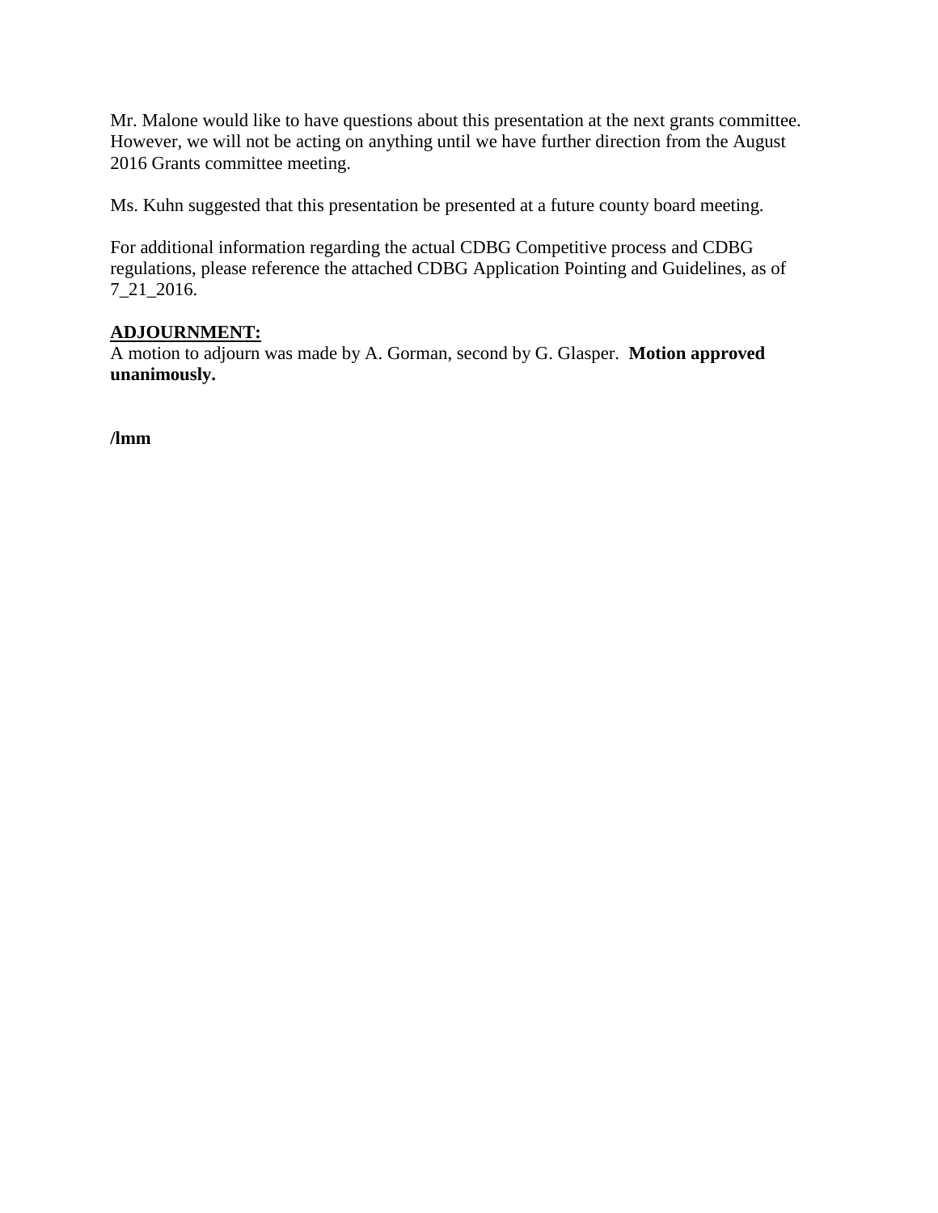Mr. Malone would like to have questions about this presentation at the next grants committee. However, we will not be acting on anything until we have further direction from the August 2016 Grants committee meeting.

Ms. Kuhn suggested that this presentation be presented at a future county board meeting.

For additional information regarding the actual CDBG Competitive process and CDBG regulations, please reference the attached CDBG Application Pointing and Guidelines, as of 7_21_2016.

**ADJOURNMENT:**
A motion to adjourn was made by A. Gorman, second by G. Glasper. **Motion approved unanimously.**

**/lmm**